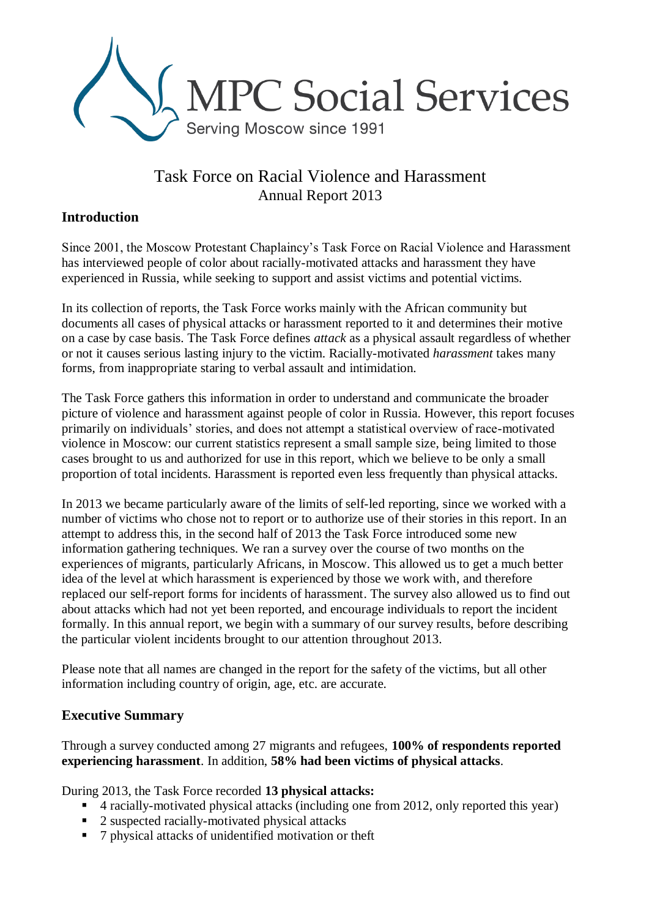MPC Social Services

Serving Moscow since 1991

# Task Force on Racial Violence and Harassment

Annual Report 2013

## Introduction

Since 2001, the Moscow Protestant Chaplaincy's Task Force on Racial Violence and Harassment has interviewed people of color about racially-motivated attacks and harassment they have experienced in Russia, while seeking to support and assist victims and potential victims.

In its collection of reports, the Task Force works mainly with the African community but documents all cases of physical attacks or harassment reported to it and determines their motive on a case by case basis. The Task Force defines *attack* as a physical assault regardless of whether or not it causes serious lasting injury to the victim. Racially-motivated *harassment* takes many forms, from inappropriate staring to verbal assault and intimidation.

The Task Force gathers this information in order to understand and communicate the broader picture of violence and harassment against people of color in Russia. However, this report focuses primarily on individuals' stories, and does not attempt a statistical overview of race-motivated violence in Moscow: our current statistics represent a small sample size, being limited to those cases brought to us and authorized for use in this report, which we believe to be only a small proportion of total incidents. Harassment is reported even less frequently than physical attacks.

In 2013 we became particularly aware of the limits of self-led reporting, since we worked with a number of victims who chose not to report or to authorize use of their stories in this report. In an attempt to address this, in the second half of 2013 the Task Force introduced some new information gathering techniques. We ran a survey over the course of two months on the experiences of migrants, particularly Africans, in Moscow. This allowed us to get a much better idea of the level at which harassment is experienced by those we work with, and therefore replaced our self-report forms for incidents of harassment. The survey also allowed us to find out about attacks which had not yet been reported, and encourage individuals to report the incident formally. In this annual report, we begin with a summary of our survey results, before describing the particular violent incidents brought to our attention throughout 2013.

Please note that all names are changed in the report for the safety of the victims, but all other information including country of origin, age, etc. are accurate.

## Executive Summary

Through a survey conducted among 27 migrants and refugees, **100% of respondents reported experiencing harassment**. In addition, **58% had been victims of physical attacks**.

During 2013, the Task Force recorded **13 physical attacks:**

- 4 racially-motivated physical attacks (including one from 2012, only reported this year)
- 2 suspected racially-motivated physical attacks
- 7 physical attacks of unidentified motivation or theft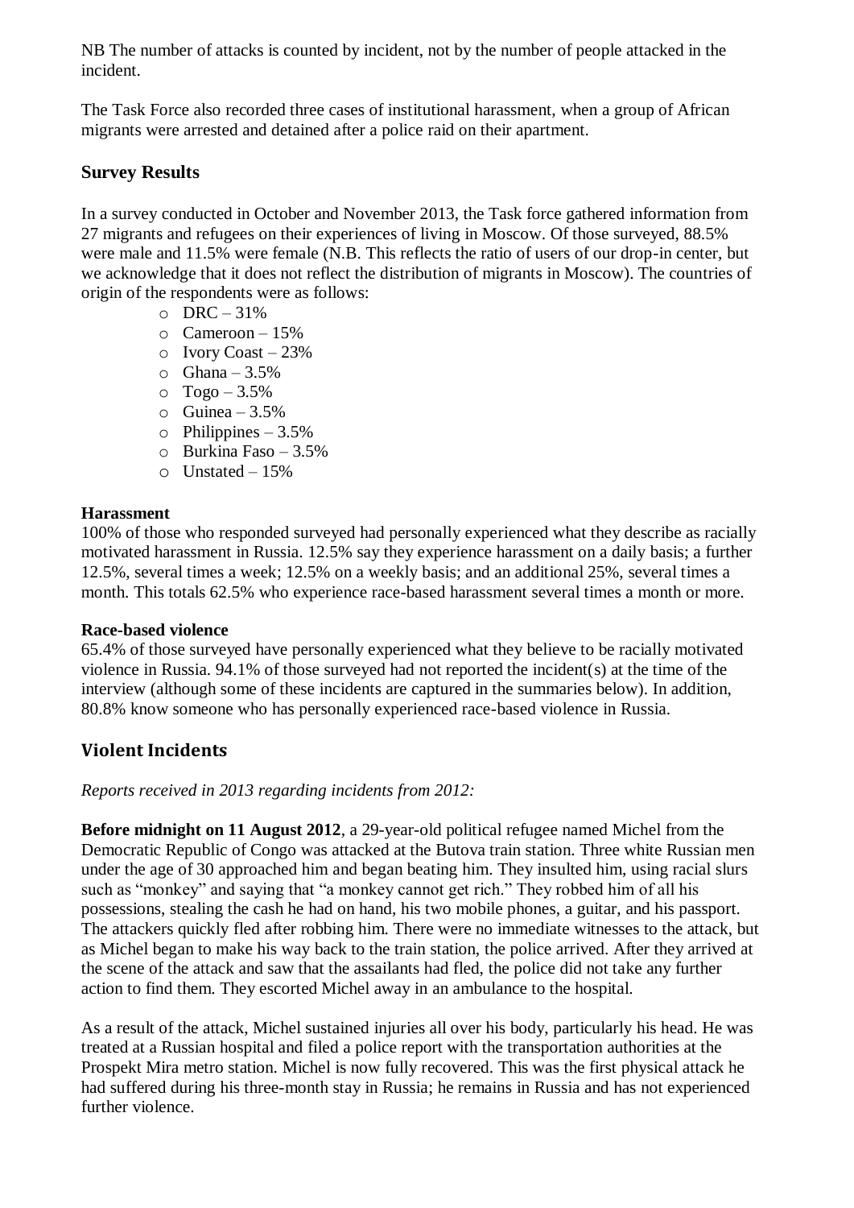NB The number of attacks is counted by incident, not by the number of people attacked in the incident.

The Task Force also recorded three cases of institutional harassment, when a group of African migrants were arrested and detained after a police raid on their apartment.

## Survey Results

In a survey conducted in October and November 2013, the Task force gathered information from 27 migrants and refugees on their experiences of living in Moscow. Of those surveyed, 88.5% were male and 11.5% were female (N.B. This reflects the ratio of users of our drop-in center, but we acknowledge that it does not reflect the distribution of migrants in Moscow). The countries of origin of the respondents were as follows:

- DRC – 31%
- Cameroon – 15%
- Ivory Coast – 23%
- Ghana – 3.5%
- Togo – 3.5%
- Guinea – 3.5%
- Philippines – 3.5%
- Burkina Faso – 3.5%
- Unstated – 15%

**Harassment**

100% of those who responded surveyed had personally experienced what they describe as racially motivated harassment in Russia. 12.5% say they experience harassment on a daily basis; a further 12.5%, several times a week; 12.5% on a weekly basis; and an additional 25%, several times a month. This totals 62.5% who experience race-based harassment several times a month or more.

**Race-based violence**

65.4% of those surveyed have personally experienced what they believe to be racially motivated violence in Russia. 94.1% of those surveyed had not reported the incident(s) at the time of the interview (although some of these incidents are captured in the summaries below). In addition, 80.8% know someone who has personally experienced race-based violence in Russia.

## Violent Incidents

*Reports received in 2013 regarding incidents from 2012:*

**Before midnight on 11 August 2012**, a 29-year-old political refugee named Michel from the Democratic Republic of Congo was attacked at the Butova train station. Three white Russian men under the age of 30 approached him and began beating him. They insulted him, using racial slurs such as "monkey" and saying that "a monkey cannot get rich." They robbed him of all his possessions, stealing the cash he had on hand, his two mobile phones, a guitar, and his passport. The attackers quickly fled after robbing him. There were no immediate witnesses to the attack, but as Michel began to make his way back to the train station, the police arrived. After they arrived at the scene of the attack and saw that the assailants had fled, the police did not take any further action to find them. They escorted Michel away in an ambulance to the hospital.

As a result of the attack, Michel sustained injuries all over his body, particularly his head. He was treated at a Russian hospital and filed a police report with the transportation authorities at the Prospekt Mira metro station. Michel is now fully recovered. This was the first physical attack he had suffered during his three-month stay in Russia; he remains in Russia and has not experienced further violence.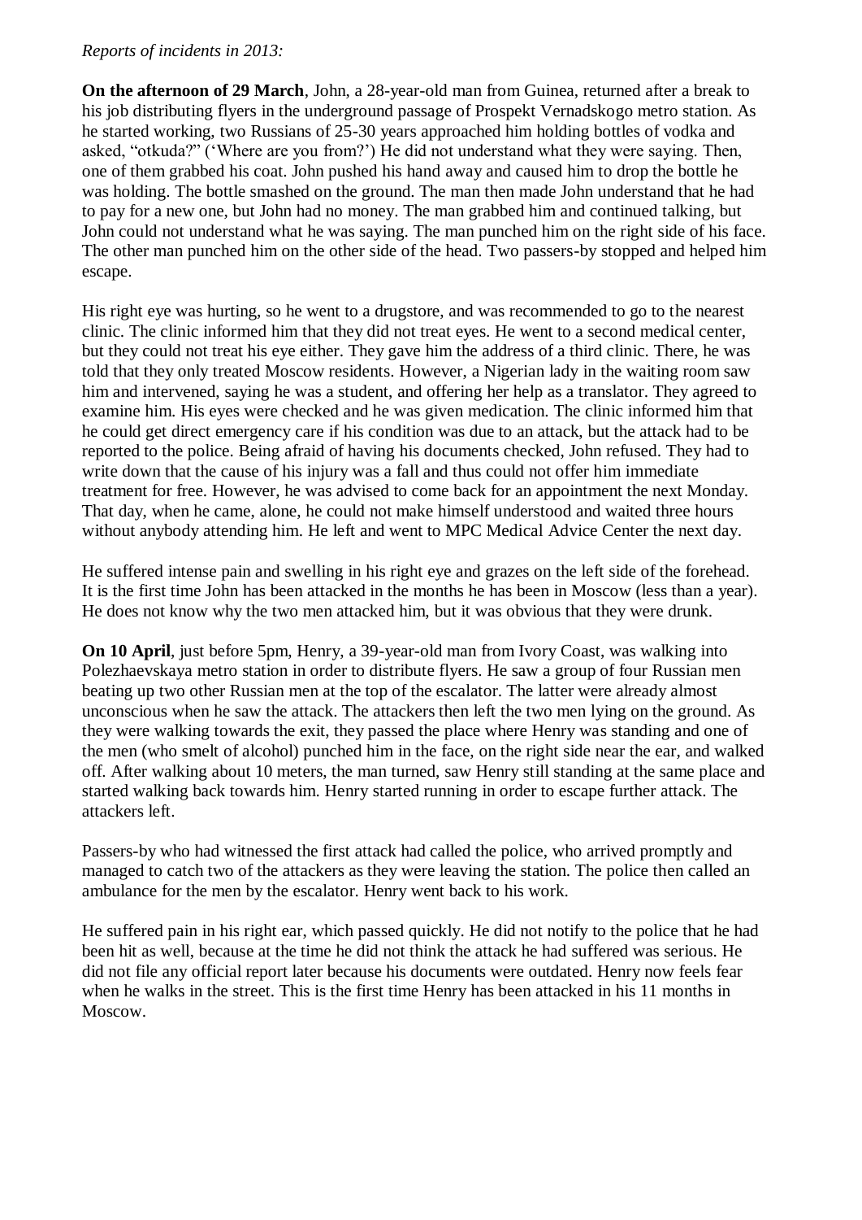*Reports of incidents in 2013:*

**On the afternoon of 29 March**, John, a 28-year-old man from Guinea, returned after a break to his job distributing flyers in the underground passage of Prospekt Vernadskogo metro station. As he started working, two Russians of 25-30 years approached him holding bottles of vodka and asked, "otkuda?" ('Where are you from?') He did not understand what they were saying. Then, one of them grabbed his coat. John pushed his hand away and caused him to drop the bottle he was holding. The bottle smashed on the ground. The man then made John understand that he had to pay for a new one, but John had no money. The man grabbed him and continued talking, but John could not understand what he was saying. The man punched him on the right side of his face. The other man punched him on the other side of the head. Two passers-by stopped and helped him escape.

His right eye was hurting, so he went to a drugstore, and was recommended to go to the nearest clinic. The clinic informed him that they did not treat eyes. He went to a second medical center, but they could not treat his eye either. They gave him the address of a third clinic. There, he was told that they only treated Moscow residents. However, a Nigerian lady in the waiting room saw him and intervened, saying he was a student, and offering her help as a translator. They agreed to examine him. His eyes were checked and he was given medication. The clinic informed him that he could get direct emergency care if his condition was due to an attack, but the attack had to be reported to the police. Being afraid of having his documents checked, John refused. They had to write down that the cause of his injury was a fall and thus could not offer him immediate treatment for free. However, he was advised to come back for an appointment the next Monday. That day, when he came, alone, he could not make himself understood and waited three hours without anybody attending him. He left and went to MPC Medical Advice Center the next day.

He suffered intense pain and swelling in his right eye and grazes on the left side of the forehead. It is the first time John has been attacked in the months he has been in Moscow (less than a year). He does not know why the two men attacked him, but it was obvious that they were drunk.

**On 10 April**, just before 5pm, Henry, a 39-year-old man from Ivory Coast, was walking into Polezhaevskaya metro station in order to distribute flyers. He saw a group of four Russian men beating up two other Russian men at the top of the escalator. The latter were already almost unconscious when he saw the attack. The attackers then left the two men lying on the ground. As they were walking towards the exit, they passed the place where Henry was standing and one of the men (who smelt of alcohol) punched him in the face, on the right side near the ear, and walked off. After walking about 10 meters, the man turned, saw Henry still standing at the same place and started walking back towards him. Henry started running in order to escape further attack. The attackers left.

Passers-by who had witnessed the first attack had called the police, who arrived promptly and managed to catch two of the attackers as they were leaving the station. The police then called an ambulance for the men by the escalator. Henry went back to his work.

He suffered pain in his right ear, which passed quickly. He did not notify to the police that he had been hit as well, because at the time he did not think the attack he had suffered was serious. He did not file any official report later because his documents were outdated. Henry now feels fear when he walks in the street. This is the first time Henry has been attacked in his 11 months in Moscow.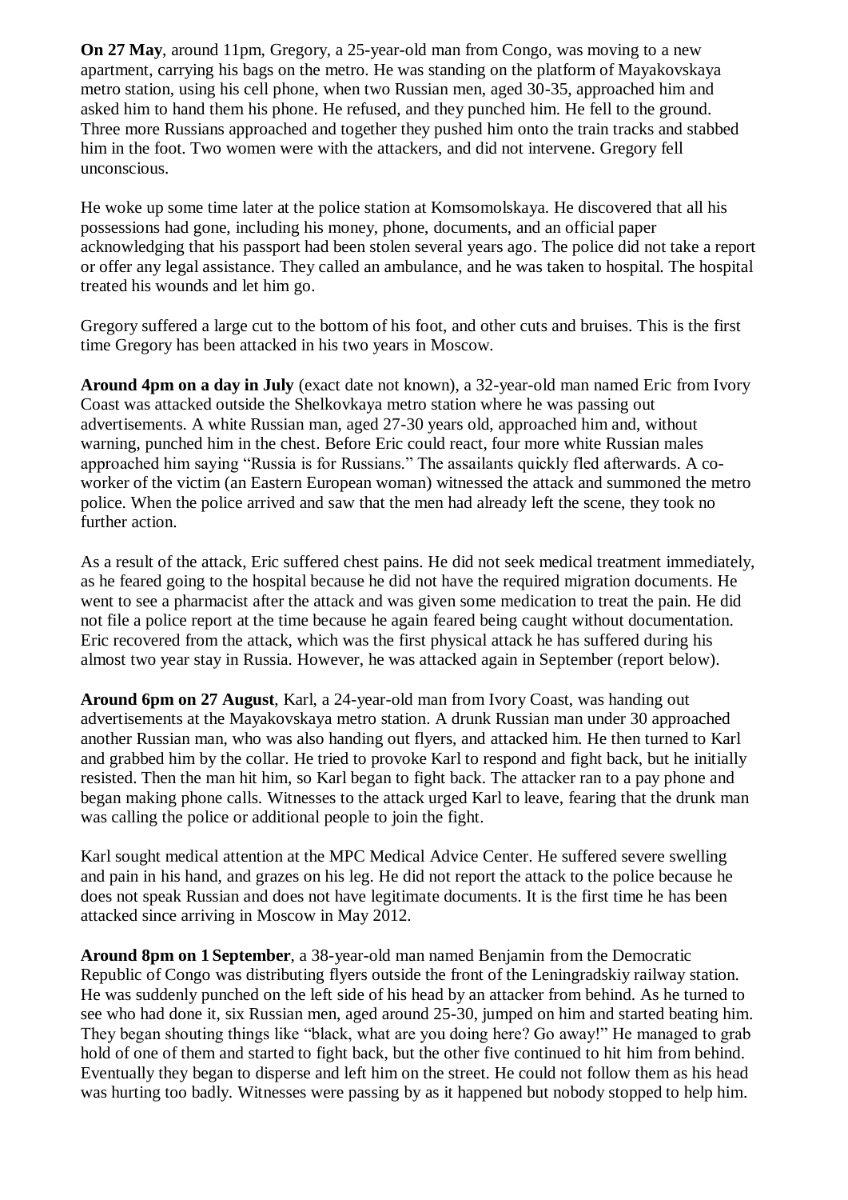**On 27 May**, around 11pm, Gregory, a 25-year-old man from Congo, was moving to a new apartment, carrying his bags on the metro. He was standing on the platform of Mayakovskaya metro station, using his cell phone, when two Russian men, aged 30-35, approached him and asked him to hand them his phone. He refused, and they punched him. He fell to the ground. Three more Russians approached and together they pushed him onto the train tracks and stabbed him in the foot. Two women were with the attackers, and did not intervene. Gregory fell unconscious.

He woke up some time later at the police station at Komsomolskaya. He discovered that all his possessions had gone, including his money, phone, documents, and an official paper acknowledging that his passport had been stolen several years ago. The police did not take a report or offer any legal assistance. They called an ambulance, and he was taken to hospital. The hospital treated his wounds and let him go.

Gregory suffered a large cut to the bottom of his foot, and other cuts and bruises. This is the first time Gregory has been attacked in his two years in Moscow.

**Around 4pm on a day in July** (exact date not known), a 32-year-old man named Eric from Ivory Coast was attacked outside the Shelkovkaya metro station where he was passing out advertisements. A white Russian man, aged 27-30 years old, approached him and, without warning, punched him in the chest. Before Eric could react, four more white Russian males approached him saying "Russia is for Russians." The assailants quickly fled afterwards. A co-worker of the victim (an Eastern European woman) witnessed the attack and summoned the metro police. When the police arrived and saw that the men had already left the scene, they took no further action.

As a result of the attack, Eric suffered chest pains. He did not seek medical treatment immediately, as he feared going to the hospital because he did not have the required migration documents. He went to see a pharmacist after the attack and was given some medication to treat the pain. He did not file a police report at the time because he again feared being caught without documentation. Eric recovered from the attack, which was the first physical attack he has suffered during his almost two year stay in Russia. However, he was attacked again in September (report below).

**Around 6pm on 27 August**, Karl, a 24-year-old man from Ivory Coast, was handing out advertisements at the Mayakovskaya metro station. A drunk Russian man under 30 approached another Russian man, who was also handing out flyers, and attacked him. He then turned to Karl and grabbed him by the collar. He tried to provoke Karl to respond and fight back, but he initially resisted. Then the man hit him, so Karl began to fight back. The attacker ran to a pay phone and began making phone calls. Witnesses to the attack urged Karl to leave, fearing that the drunk man was calling the police or additional people to join the fight.

Karl sought medical attention at the MPC Medical Advice Center. He suffered severe swelling and pain in his hand, and grazes on his leg. He did not report the attack to the police because he does not speak Russian and does not have legitimate documents. It is the first time he has been attacked since arriving in Moscow in May 2012.

**Around 8pm on 1 September**, a 38-year-old man named Benjamin from the Democratic Republic of Congo was distributing flyers outside the front of the Leningradskiy railway station. He was suddenly punched on the left side of his head by an attacker from behind. As he turned to see who had done it, six Russian men, aged around 25-30, jumped on him and started beating him. They began shouting things like "black, what are you doing here? Go away!" He managed to grab hold of one of them and started to fight back, but the other five continued to hit him from behind. Eventually they began to disperse and left him on the street. He could not follow them as his head was hurting too badly. Witnesses were passing by as it happened but nobody stopped to help him.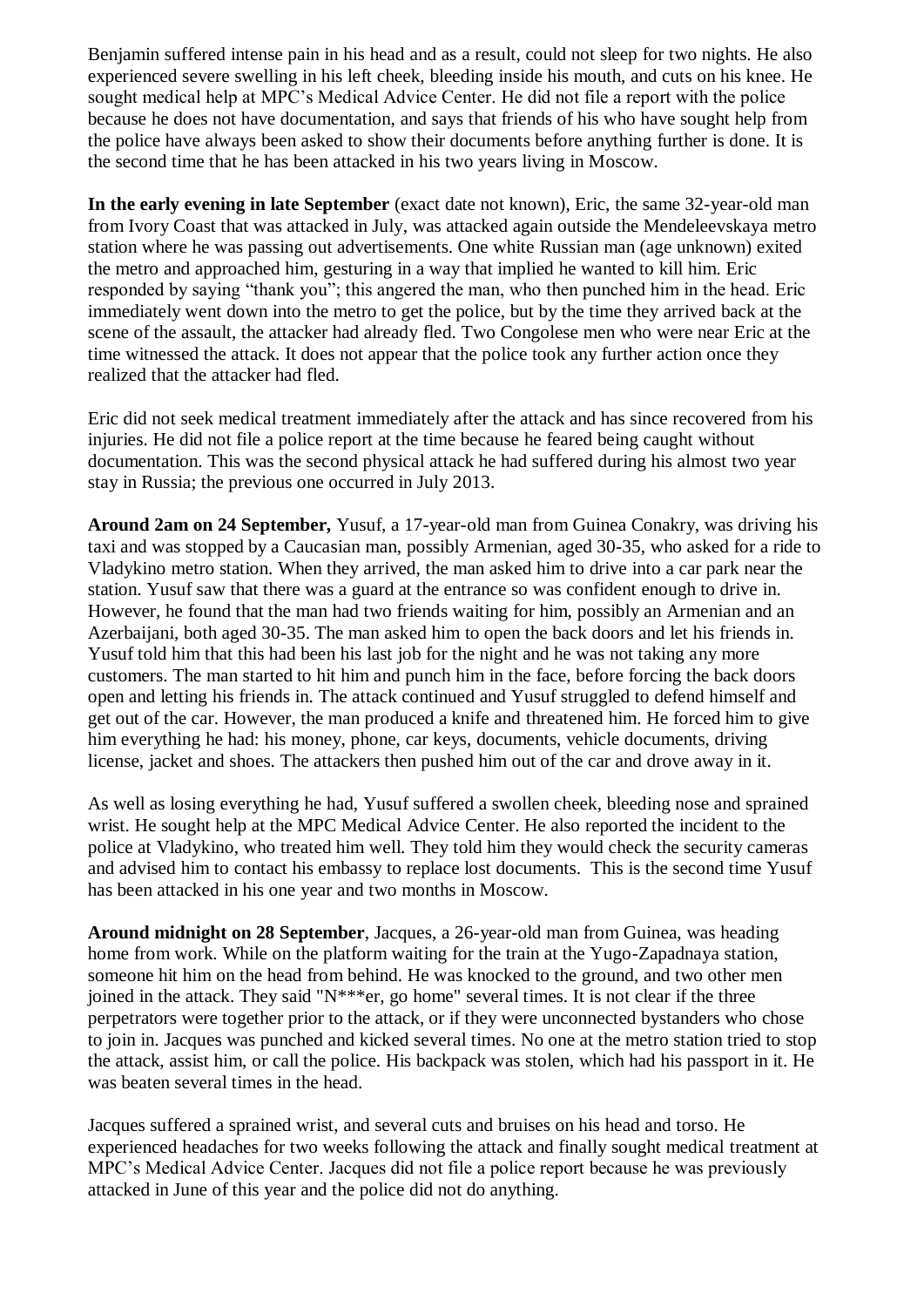Benjamin suffered intense pain in his head and as a result, could not sleep for two nights. He also experienced severe swelling in his left cheek, bleeding inside his mouth, and cuts on his knee. He sought medical help at MPC's Medical Advice Center. He did not file a report with the police because he does not have documentation, and says that friends of his who have sought help from the police have always been asked to show their documents before anything further is done. It is the second time that he has been attacked in his two years living in Moscow.

**In the early evening in late September** (exact date not known), Eric, the same 32-year-old man from Ivory Coast that was attacked in July, was attacked again outside the Mendeleevskaya metro station where he was passing out advertisements. One white Russian man (age unknown) exited the metro and approached him, gesturing in a way that implied he wanted to kill him. Eric responded by saying "thank you"; this angered the man, who then punched him in the head. Eric immediately went down into the metro to get the police, but by the time they arrived back at the scene of the assault, the attacker had already fled. Two Congolese men who were near Eric at the time witnessed the attack. It does not appear that the police took any further action once they realized that the attacker had fled.

Eric did not seek medical treatment immediately after the attack and has since recovered from his injuries. He did not file a police report at the time because he feared being caught without documentation. This was the second physical attack he had suffered during his almost two year stay in Russia; the previous one occurred in July 2013.

**Around 2am on 24 September,** Yusuf, a 17-year-old man from Guinea Conakry, was driving his taxi and was stopped by a Caucasian man, possibly Armenian, aged 30-35, who asked for a ride to Vladykino metro station. When they arrived, the man asked him to drive into a car park near the station. Yusuf saw that there was a guard at the entrance so was confident enough to drive in. However, he found that the man had two friends waiting for him, possibly an Armenian and an Azerbaijani, both aged 30-35. The man asked him to open the back doors and let his friends in. Yusuf told him that this had been his last job for the night and he was not taking any more customers. The man started to hit him and punch him in the face, before forcing the back doors open and letting his friends in. The attack continued and Yusuf struggled to defend himself and get out of the car. However, the man produced a knife and threatened him. He forced him to give him everything he had: his money, phone, car keys, documents, vehicle documents, driving license, jacket and shoes. The attackers then pushed him out of the car and drove away in it.

As well as losing everything he had, Yusuf suffered a swollen cheek, bleeding nose and sprained wrist. He sought help at the MPC Medical Advice Center. He also reported the incident to the police at Vladykino, who treated him well. They told him they would check the security cameras and advised him to contact his embassy to replace lost documents. This is the second time Yusuf has been attacked in his one year and two months in Moscow.

**Around midnight on 28 September**, Jacques, a 26-year-old man from Guinea, was heading home from work. While on the platform waiting for the train at the Yugo-Zapadnaya station, someone hit him on the head from behind. He was knocked to the ground, and two other men joined in the attack. They said "N***er, go home" several times. It is not clear if the three perpetrators were together prior to the attack, or if they were unconnected bystanders who chose to join in. Jacques was punched and kicked several times. No one at the metro station tried to stop the attack, assist him, or call the police. His backpack was stolen, which had his passport in it. He was beaten several times in the head.

Jacques suffered a sprained wrist, and several cuts and bruises on his head and torso. He experienced headaches for two weeks following the attack and finally sought medical treatment at MPC's Medical Advice Center. Jacques did not file a police report because he was previously attacked in June of this year and the police did not do anything.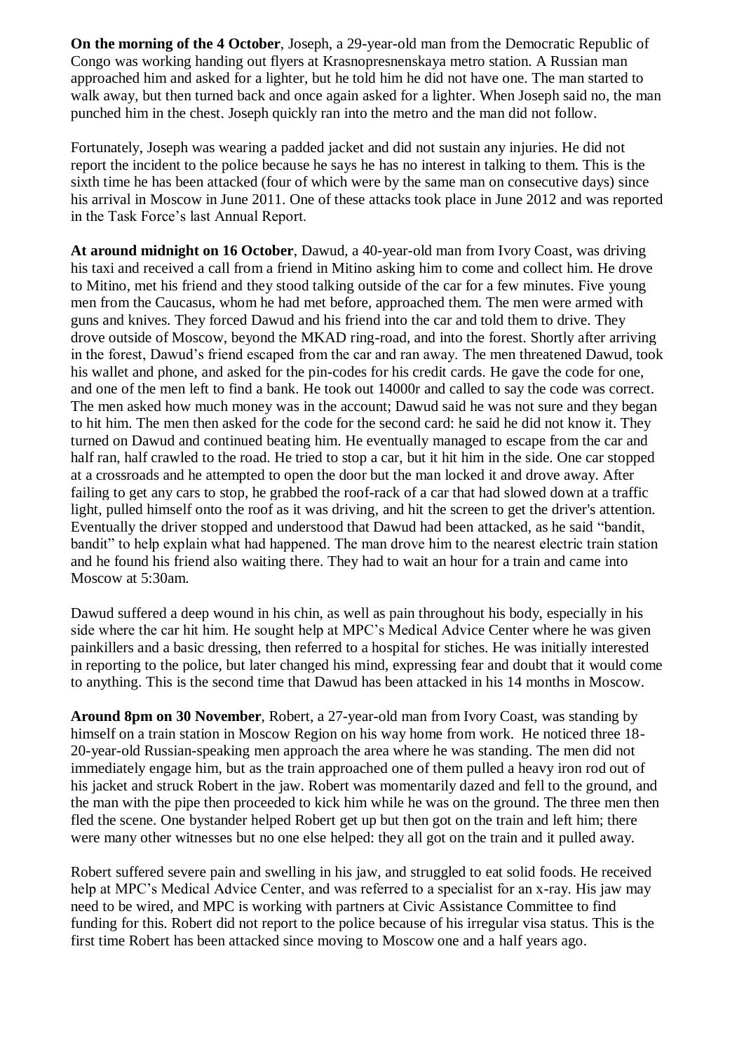**On the morning of the 4 October**, Joseph, a 29-year-old man from the Democratic Republic of Congo was working handing out flyers at Krasnopresnenskaya metro station. A Russian man approached him and asked for a lighter, but he told him he did not have one. The man started to walk away, but then turned back and once again asked for a lighter. When Joseph said no, the man punched him in the chest. Joseph quickly ran into the metro and the man did not follow.

Fortunately, Joseph was wearing a padded jacket and did not sustain any injuries. He did not report the incident to the police because he says he has no interest in talking to them. This is the sixth time he has been attacked (four of which were by the same man on consecutive days) since his arrival in Moscow in June 2011. One of these attacks took place in June 2012 and was reported in the Task Force's last Annual Report.

**At around midnight on 16 October**, Dawud, a 40-year-old man from Ivory Coast, was driving his taxi and received a call from a friend in Mitino asking him to come and collect him. He drove to Mitino, met his friend and they stood talking outside of the car for a few minutes. Five young men from the Caucasus, whom he had met before, approached them. The men were armed with guns and knives. They forced Dawud and his friend into the car and told them to drive. They drove outside of Moscow, beyond the MKAD ring-road, and into the forest. Shortly after arriving in the forest, Dawud's friend escaped from the car and ran away. The men threatened Dawud, took his wallet and phone, and asked for the pin-codes for his credit cards. He gave the code for one, and one of the men left to find a bank. He took out 14000r and called to say the code was correct. The men asked how much money was in the account; Dawud said he was not sure and they began to hit him. The men then asked for the code for the second card: he said he did not know it. They turned on Dawud and continued beating him. He eventually managed to escape from the car and half ran, half crawled to the road. He tried to stop a car, but it hit him in the side. One car stopped at a crossroads and he attempted to open the door but the man locked it and drove away. After failing to get any cars to stop, he grabbed the roof-rack of a car that had slowed down at a traffic light, pulled himself onto the roof as it was driving, and hit the screen to get the driver's attention. Eventually the driver stopped and understood that Dawud had been attacked, as he said "bandit, bandit" to help explain what had happened. The man drove him to the nearest electric train station and he found his friend also waiting there. They had to wait an hour for a train and came into Moscow at 5:30am.

Dawud suffered a deep wound in his chin, as well as pain throughout his body, especially in his side where the car hit him. He sought help at MPC's Medical Advice Center where he was given painkillers and a basic dressing, then referred to a hospital for stiches. He was initially interested in reporting to the police, but later changed his mind, expressing fear and doubt that it would come to anything. This is the second time that Dawud has been attacked in his 14 months in Moscow.

**Around 8pm on 30 November**, Robert, a 27-year-old man from Ivory Coast, was standing by himself on a train station in Moscow Region on his way home from work. He noticed three 18-20-year-old Russian-speaking men approach the area where he was standing. The men did not immediately engage him, but as the train approached one of them pulled a heavy iron rod out of his jacket and struck Robert in the jaw. Robert was momentarily dazed and fell to the ground, and the man with the pipe then proceeded to kick him while he was on the ground. The three men then fled the scene. One bystander helped Robert get up but then got on the train and left him; there were many other witnesses but no one else helped: they all got on the train and it pulled away.

Robert suffered severe pain and swelling in his jaw, and struggled to eat solid foods. He received help at MPC's Medical Advice Center, and was referred to a specialist for an x-ray. His jaw may need to be wired, and MPC is working with partners at Civic Assistance Committee to find funding for this. Robert did not report to the police because of his irregular visa status. This is the first time Robert has been attacked since moving to Moscow one and a half years ago.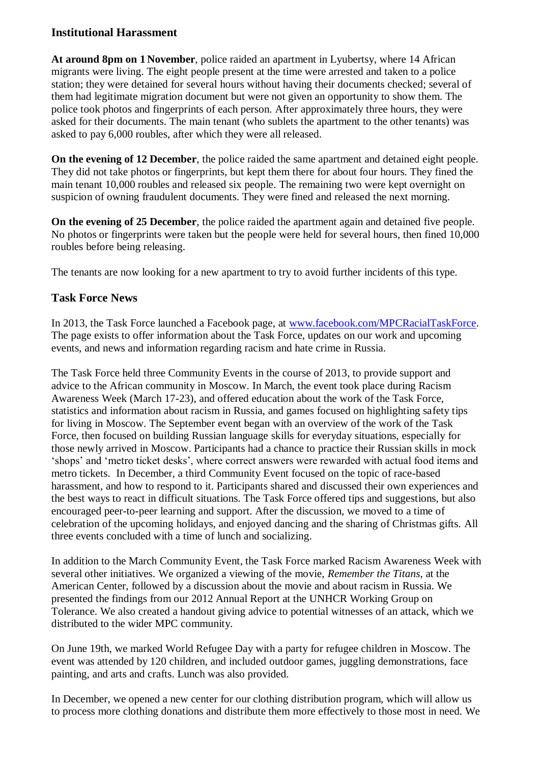## Institutional Harassment

**At around 8pm on 1 November**, police raided an apartment in Lyubertsy, where 14 African migrants were living. The eight people present at the time were arrested and taken to a police station; they were detained for several hours without having their documents checked; several of them had legitimate migration document but were not given an opportunity to show them. The police took photos and fingerprints of each person. After approximately three hours, they were asked for their documents. The main tenant (who sublets the apartment to the other tenants) was asked to pay 6,000 roubles, after which they were all released.

**On the evening of 12 December**, the police raided the same apartment and detained eight people. They did not take photos or fingerprints, but kept them there for about four hours. They fined the main tenant 10,000 roubles and released six people. The remaining two were kept overnight on suspicion of owning fraudulent documents. They were fined and released the next morning.

**On the evening of 25 December**, the police raided the apartment again and detained five people. No photos or fingerprints were taken but the people were held for several hours, then fined 10,000 roubles before being releasing.

The tenants are now looking for a new apartment to try to avoid further incidents of this type.

## Task Force News

In 2013, the Task Force launched a Facebook page, at [www.facebook.com/MPCRacialTaskForce](http://www.facebook.com/MPCRacialTaskForce). The page exists to offer information about the Task Force, updates on our work and upcoming events, and news and information regarding racism and hate crime in Russia.

The Task Force held three Community Events in the course of 2013, to provide support and advice to the African community in Moscow. In March, the event took place during Racism Awareness Week (March 17-23), and offered education about the work of the Task Force, statistics and information about racism in Russia, and games focused on highlighting safety tips for living in Moscow. The September event began with an overview of the work of the Task Force, then focused on building Russian language skills for everyday situations, especially for those newly arrived in Moscow. Participants had a chance to practice their Russian skills in mock 'shops' and 'metro ticket desks', where correct answers were rewarded with actual food items and metro tickets. In December, a third Community Event focused on the topic of race-based harassment, and how to respond to it. Participants shared and discussed their own experiences and the best ways to react in difficult situations. The Task Force offered tips and suggestions, but also encouraged peer-to-peer learning and support. After the discussion, we moved to a time of celebration of the upcoming holidays, and enjoyed dancing and the sharing of Christmas gifts. All three events concluded with a time of lunch and socializing.

In addition to the March Community Event, the Task Force marked Racism Awareness Week with several other initiatives. We organized a viewing of the movie, *Remember the Titans*, at the American Center, followed by a discussion about the movie and about racism in Russia. We presented the findings from our 2012 Annual Report at the UNHCR Working Group on Tolerance. We also created a handout giving advice to potential witnesses of an attack, which we distributed to the wider MPC community.

On June 19th, we marked World Refugee Day with a party for refugee children in Moscow. The event was attended by 120 children, and included outdoor games, juggling demonstrations, face painting, and arts and crafts. Lunch was also provided.

In December, we opened a new center for our clothing distribution program, which will allow us to process more clothing donations and distribute them more effectively to those most in need. We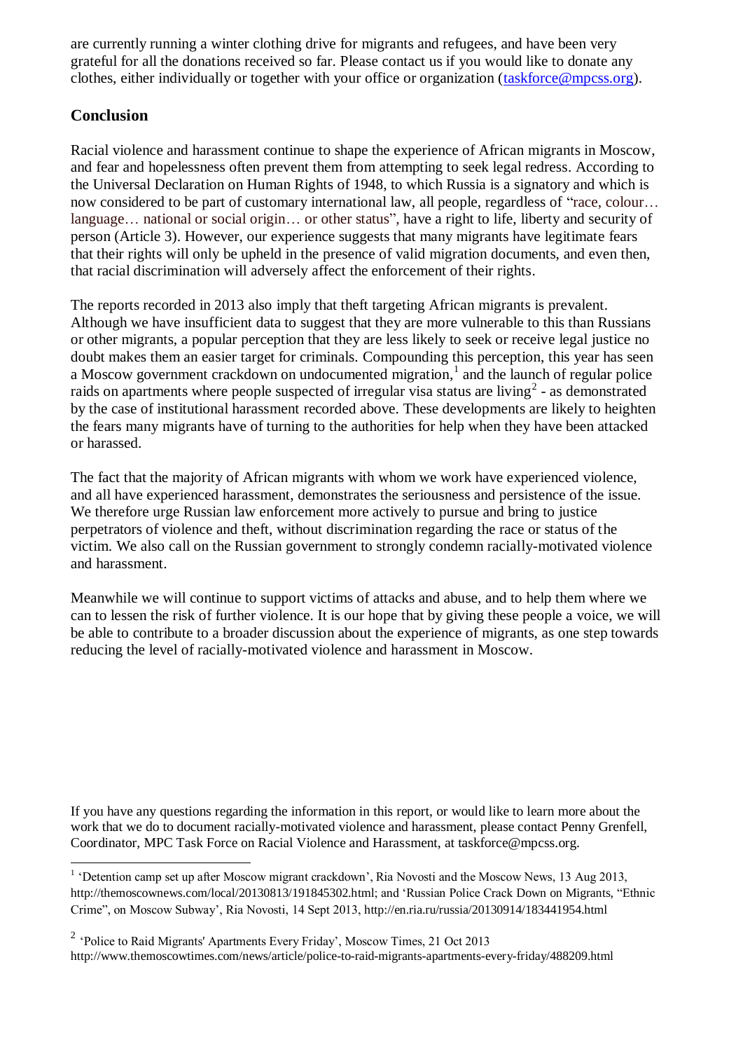are currently running a winter clothing drive for migrants and refugees, and have been very grateful for all the donations received so far. Please contact us if you would like to donate any clothes, either individually or together with your office or organization (taskforce@mpcss.org).

## Conclusion

Racial violence and harassment continue to shape the experience of African migrants in Moscow, and fear and hopelessness often prevent them from attempting to seek legal redress. According to the Universal Declaration on Human Rights of 1948, to which Russia is a signatory and which is now considered to be part of customary international law, all people, regardless of "race, colour… language… national or social origin… or other status", have a right to life, liberty and security of person (Article 3). However, our experience suggests that many migrants have legitimate fears that their rights will only be upheld in the presence of valid migration documents, and even then, that racial discrimination will adversely affect the enforcement of their rights.

The reports recorded in 2013 also imply that theft targeting African migrants is prevalent. Although we have insufficient data to suggest that they are more vulnerable to this than Russians or other migrants, a popular perception that they are less likely to seek or receive legal justice no doubt makes them an easier target for criminals. Compounding this perception, this year has seen a Moscow government crackdown on undocumented migration,[1] and the launch of regular police raids on apartments where people suspected of irregular visa status are living[2] - as demonstrated by the case of institutional harassment recorded above. These developments are likely to heighten the fears many migrants have of turning to the authorities for help when they have been attacked or harassed.

The fact that the majority of African migrants with whom we work have experienced violence, and all have experienced harassment, demonstrates the seriousness and persistence of the issue. We therefore urge Russian law enforcement more actively to pursue and bring to justice perpetrators of violence and theft, without discrimination regarding the race or status of the victim. We also call on the Russian government to strongly condemn racially-motivated violence and harassment.

Meanwhile we will continue to support victims of attacks and abuse, and to help them where we can to lessen the risk of further violence. It is our hope that by giving these people a voice, we will be able to contribute to a broader discussion about the experience of migrants, as one step towards reducing the level of racially-motivated violence and harassment in Moscow.

If you have any questions regarding the information in this report, or would like to learn more about the work that we do to document racially-motivated violence and harassment, please contact Penny Grenfell, Coordinator, MPC Task Force on Racial Violence and Harassment, at taskforce@mpcss.org.

---

[1] 'Detention camp set up after Moscow migrant crackdown', Ria Novosti and the Moscow News, 13 Aug 2013, http://themoscownews.com/local/20130813/191845302.html; and 'Russian Police Crack Down on Migrants, "Ethnic Crime", on Moscow Subway', Ria Novosti, 14 Sept 2013, http://en.ria.ru/russia/20130914/183441954.html

[2] 'Police to Raid Migrants' Apartments Every Friday', Moscow Times, 21 Oct 2013 http://www.themoscowtimes.com/news/article/police-to-raid-migrants-apartments-every-friday/488209.html